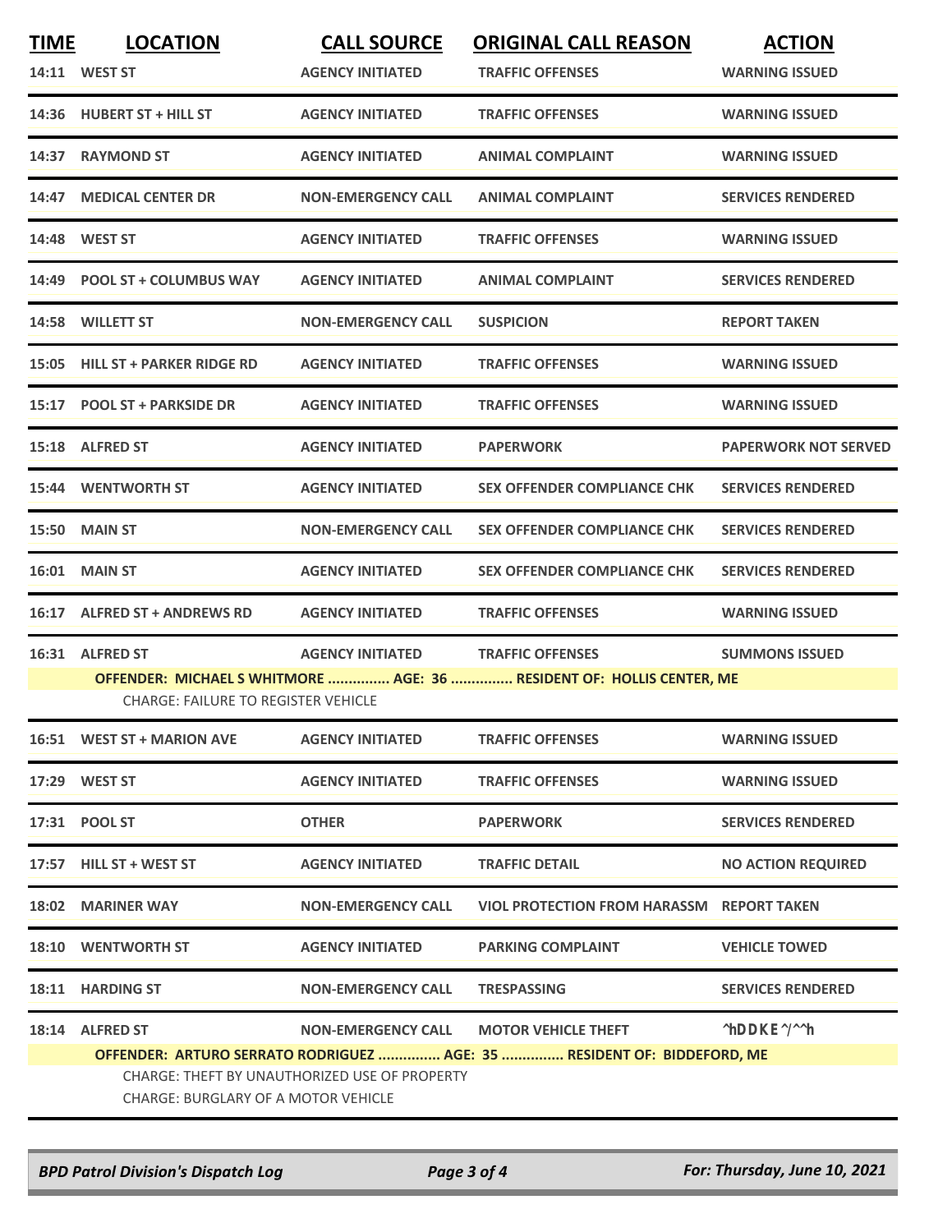| TIME | LOCATION | CALL SOURCE | ORIGINAL CALL REASON | ACTION |
|---|---|---|---|---|
| 14:11 | WEST ST | AGENCY INITIATED | TRAFFIC OFFENSES | WARNING ISSUED |
| 14:36 | HUBERT ST + HILL ST | AGENCY INITIATED | TRAFFIC OFFENSES | WARNING ISSUED |
| 14:37 | RAYMOND ST | AGENCY INITIATED | ANIMAL COMPLAINT | WARNING ISSUED |
| 14:47 | MEDICAL CENTER DR | NON-EMERGENCY CALL | ANIMAL COMPLAINT | SERVICES RENDERED |
| 14:48 | WEST ST | AGENCY INITIATED | TRAFFIC OFFENSES | WARNING ISSUED |
| 14:49 | POOL ST + COLUMBUS WAY | AGENCY INITIATED | ANIMAL COMPLAINT | SERVICES RENDERED |
| 14:58 | WILLETT ST | NON-EMERGENCY CALL | SUSPICION | REPORT TAKEN |
| 15:05 | HILL ST + PARKER RIDGE RD | AGENCY INITIATED | TRAFFIC OFFENSES | WARNING ISSUED |
| 15:17 | POOL ST + PARKSIDE DR | AGENCY INITIATED | TRAFFIC OFFENSES | WARNING ISSUED |
| 15:18 | ALFRED ST | AGENCY INITIATED | PAPERWORK | PAPERWORK NOT SERVED |
| 15:44 | WENTWORTH ST | AGENCY INITIATED | SEX OFFENDER COMPLIANCE CHK | SERVICES RENDERED |
| 15:50 | MAIN ST | NON-EMERGENCY CALL | SEX OFFENDER COMPLIANCE CHK | SERVICES RENDERED |
| 16:01 | MAIN ST | AGENCY INITIATED | SEX OFFENDER COMPLIANCE CHK | SERVICES RENDERED |
| 16:17 | ALFRED ST + ANDREWS RD | AGENCY INITIATED | TRAFFIC OFFENSES | WARNING ISSUED |
| 16:31 | ALFRED ST | AGENCY INITIATED | TRAFFIC OFFENSES | SUMMONS ISSUED |

**OFFENDER: MICHAEL S WHITMORE ............... AGE: 36 ............... RESIDENT OF: HOLLIS CENTER, ME**
CHARGE: FAILURE TO REGISTER VEHICLE

| TIME | LOCATION | CALL SOURCE | ORIGINAL CALL REASON | ACTION |
|---|---|---|---|---|
| 16:51 | WEST ST + MARION AVE | AGENCY INITIATED | TRAFFIC OFFENSES | WARNING ISSUED |
| 17:29 | WEST ST | AGENCY INITIATED | TRAFFIC OFFENSES | WARNING ISSUED |
| 17:31 | POOL ST | OTHER | PAPERWORK | SERVICES RENDERED |
| 17:57 | HILL ST + WEST ST | AGENCY INITIATED | TRAFFIC DETAIL | NO ACTION REQUIRED |
| 18:02 | MARINER WAY | NON-EMERGENCY CALL | VIOL PROTECTION FROM HARASSM | REPORT TAKEN |
| 18:10 | WENTWORTH ST | AGENCY INITIATED | PARKING COMPLAINT | VEHICLE TOWED |
| 18:11 | HARDING ST | NON-EMERGENCY CALL | TRESPASSING | SERVICES RENDERED |
| 18:14 | ALFRED ST | NON-EMERGENCY CALL | MOTOR VEHICLE THEFT | ^hDDKE^/^^h |

**OFFENDER: ARTURO SERRATO RODRIGUEZ ............... AGE: 35 ............... RESIDENT OF: BIDDEFORD, ME**
CHARGE: THEFT BY UNAUTHORIZED USE OF PROPERTY
CHARGE: BURGLARY OF A MOTOR VEHICLE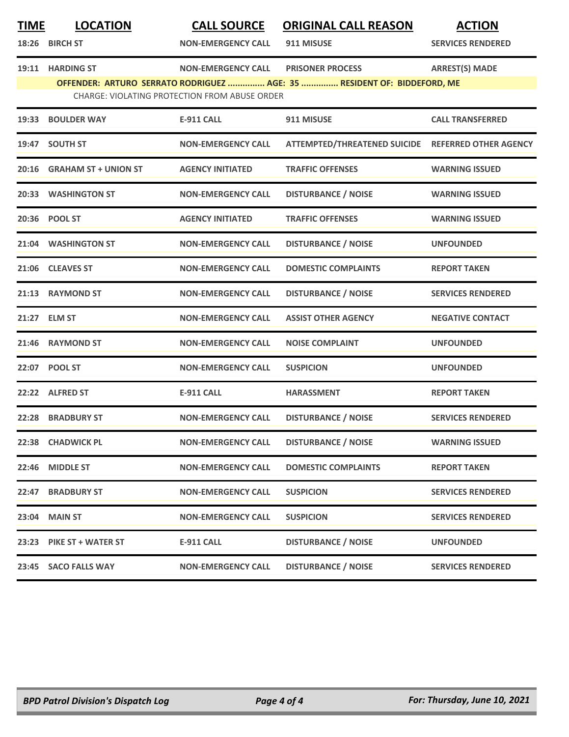| TIME | LOCATION | CALL SOURCE | ORIGINAL CALL REASON | ACTION |
|---|---|---|---|---|
| 18:26 | BIRCH ST | NON-EMERGENCY CALL | 911 MISUSE | SERVICES RENDERED |
| 19:11 | HARDING ST | NON-EMERGENCY CALL | PRISONER PROCESS | ARREST(S) MADE |
| | OFFENDER: ARTURO SERRATO RODRIGUEZ ............... AGE: 35 ............... RESIDENT OF: BIDDEFORD, ME | | | |
| | CHARGE: VIOLATING PROTECTION FROM ABUSE ORDER | | | |
| 19:33 | BOULDER WAY | E-911 CALL | 911 MISUSE | CALL TRANSFERRED |
| 19:47 | SOUTH ST | NON-EMERGENCY CALL | ATTEMPTED/THREATENED SUICIDE | REFERRED OTHER AGENCY |
| 20:16 | GRAHAM ST + UNION ST | AGENCY INITIATED | TRAFFIC OFFENSES | WARNING ISSUED |
| 20:33 | WASHINGTON ST | NON-EMERGENCY CALL | DISTURBANCE / NOISE | WARNING ISSUED |
| 20:36 | POOL ST | AGENCY INITIATED | TRAFFIC OFFENSES | WARNING ISSUED |
| 21:04 | WASHINGTON ST | NON-EMERGENCY CALL | DISTURBANCE / NOISE | UNFOUNDED |
| 21:06 | CLEAVES ST | NON-EMERGENCY CALL | DOMESTIC COMPLAINTS | REPORT TAKEN |
| 21:13 | RAYMOND ST | NON-EMERGENCY CALL | DISTURBANCE / NOISE | SERVICES RENDERED |
| 21:27 | ELM ST | NON-EMERGENCY CALL | ASSIST OTHER AGENCY | NEGATIVE CONTACT |
| 21:46 | RAYMOND ST | NON-EMERGENCY CALL | NOISE COMPLAINT | UNFOUNDED |
| 22:07 | POOL ST | NON-EMERGENCY CALL | SUSPICION | UNFOUNDED |
| 22:22 | ALFRED ST | E-911 CALL | HARASSMENT | REPORT TAKEN |
| 22:28 | BRADBURY ST | NON-EMERGENCY CALL | DISTURBANCE / NOISE | SERVICES RENDERED |
| 22:38 | CHADWICK PL | NON-EMERGENCY CALL | DISTURBANCE / NOISE | WARNING ISSUED |
| 22:46 | MIDDLE ST | NON-EMERGENCY CALL | DOMESTIC COMPLAINTS | REPORT TAKEN |
| 22:47 | BRADBURY ST | NON-EMERGENCY CALL | SUSPICION | SERVICES RENDERED |
| 23:04 | MAIN ST | NON-EMERGENCY CALL | SUSPICION | SERVICES RENDERED |
| 23:23 | PIKE ST + WATER ST | E-911 CALL | DISTURBANCE / NOISE | UNFOUNDED |
| 23:45 | SACO FALLS WAY | NON-EMERGENCY CALL | DISTURBANCE / NOISE | SERVICES RENDERED |